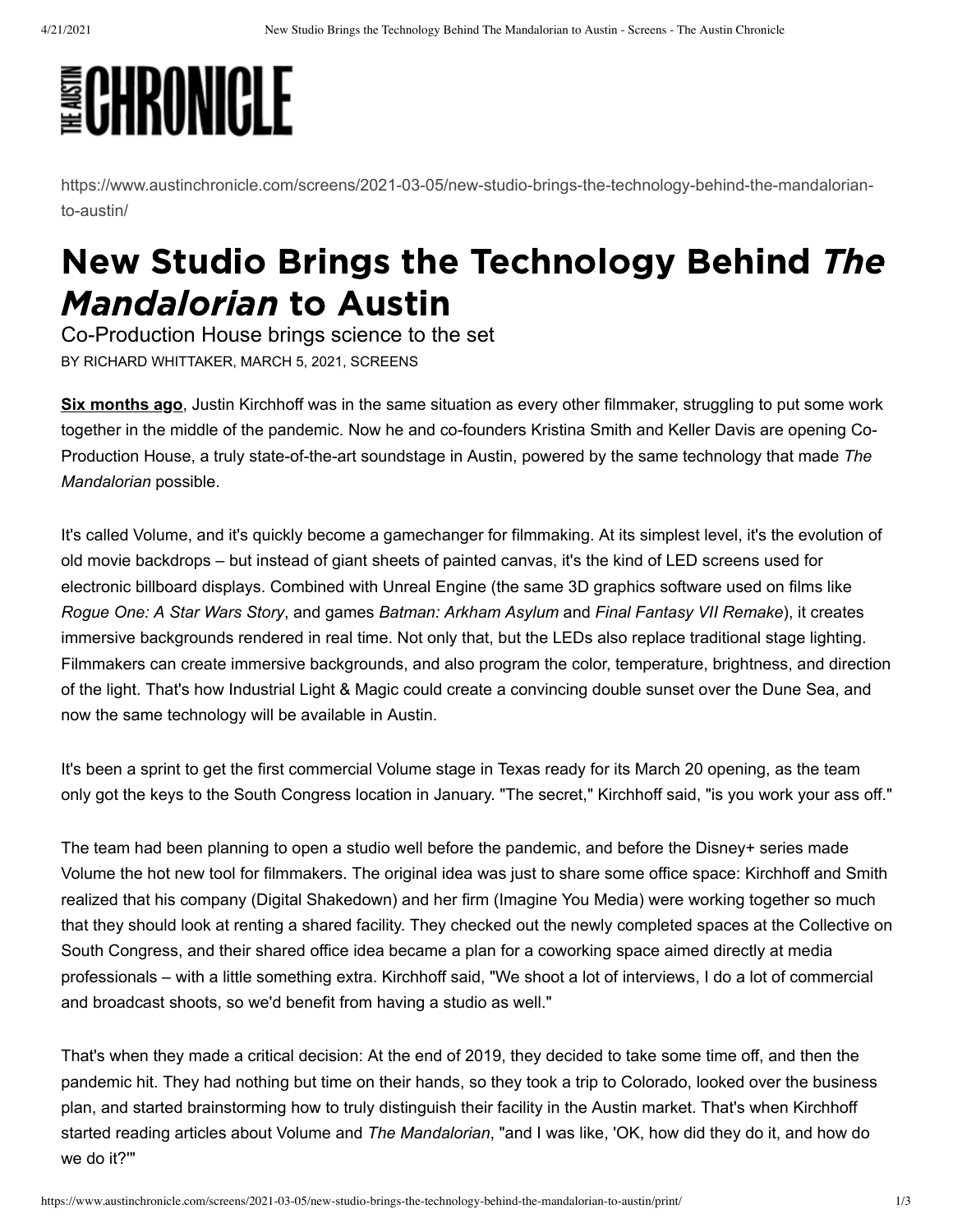https://www.austinchronicle.com/screens/2021-03-05/new-studio-brings-the-technology-behind-the-mandalorian-to-austin/

# New Studio Brings the Technology Behind *The Mandalorian* to Austin

## Co-Production House brings science to the set

BY RICHARD WHITTAKER, MARCH 5, 2021, SCREENS

**Six months ago**, Justin Kirchhoff was in the same situation as every other filmmaker, struggling to put some work together in the middle of the pandemic. Now he and co-founders Kristina Smith and Keller Davis are opening Co-Production House, a truly state-of-the-art soundstage in Austin, powered by the same technology that made *The Mandalorian* possible.

It's called Volume, and it's quickly become a gamechanger for filmmaking. At its simplest level, it's the evolution of old movie backdrops – but instead of giant sheets of painted canvas, it's the kind of LED screens used for electronic billboard displays. Combined with Unreal Engine (the same 3D graphics software used on films like *Rogue One: A Star Wars Story*, and games *Batman: Arkham Asylum* and *Final Fantasy VII Remake*), it creates immersive backgrounds rendered in real time. Not only that, but the LEDs also replace traditional stage lighting. Filmmakers can create immersive backgrounds, and also program the color, temperature, brightness, and direction of the light. That's how Industrial Light & Magic could create a convincing double sunset over the Dune Sea, and now the same technology will be available in Austin.

It's been a sprint to get the first commercial Volume stage in Texas ready for its March 20 opening, as the team only got the keys to the South Congress location in January. "The secret," Kirchhoff said, "is you work your ass off."

The team had been planning to open a studio well before the pandemic, and before the Disney+ series made Volume the hot new tool for filmmakers. The original idea was just to share some office space: Kirchhoff and Smith realized that his company (Digital Shakedown) and her firm (Imagine You Media) were working together so much that they should look at renting a shared facility. They checked out the newly completed spaces at the Collective on South Congress, and their shared office idea became a plan for a coworking space aimed directly at media professionals – with a little something extra. Kirchhoff said, "We shoot a lot of interviews, I do a lot of commercial and broadcast shoots, so we'd benefit from having a studio as well."

That's when they made a critical decision: At the end of 2019, they decided to take some time off, and then the pandemic hit. They had nothing but time on their hands, so they took a trip to Colorado, looked over the business plan, and started brainstorming how to truly distinguish their facility in the Austin market. That's when Kirchhoff started reading articles about Volume and *The Mandalorian*, "and I was like, 'OK, how did they do it, and how do we do it?'"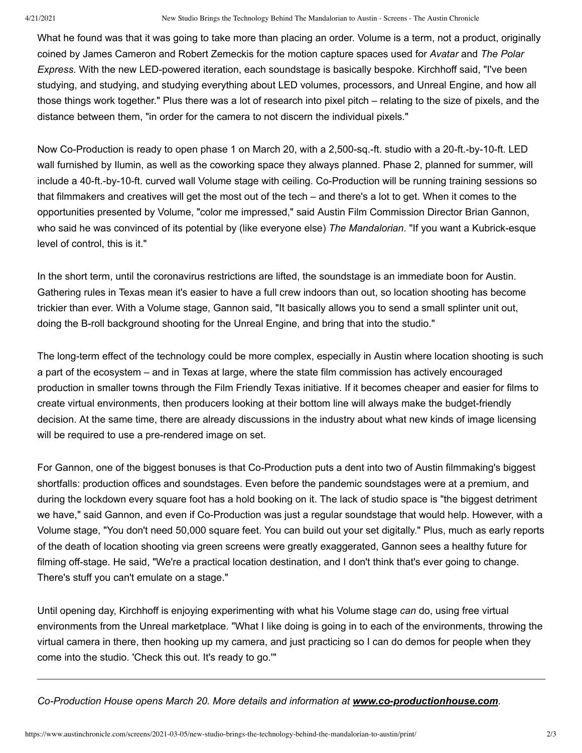What he found was that it was going to take more than placing an order. Volume is a term, not a product, originally coined by James Cameron and Robert Zemeckis for the motion capture spaces used for *Avatar* and *The Polar Express*. With the new LED-powered iteration, each soundstage is basically bespoke. Kirchhoff said, "I've been studying, and studying, and studying everything about LED volumes, processors, and Unreal Engine, and how all those things work together." Plus there was a lot of research into pixel pitch – relating to the size of pixels, and the distance between them, "in order for the camera to not discern the individual pixels."

Now Co-Production is ready to open phase 1 on March 20, with a 2,500-sq.-ft. studio with a 20-ft.-by-10-ft. LED wall furnished by Ilumin, as well as the coworking space they always planned. Phase 2, planned for summer, will include a 40-ft.-by-10-ft. curved wall Volume stage with ceiling. Co-Production will be running training sessions so that filmmakers and creatives will get the most out of the tech – and there's a lot to get. When it comes to the opportunities presented by Volume, "color me impressed," said Austin Film Commission Director Brian Gannon, who said he was convinced of its potential by (like everyone else) *The Mandalorian*. "If you want a Kubrick-esque level of control, this is it."

In the short term, until the coronavirus restrictions are lifted, the soundstage is an immediate boon for Austin. Gathering rules in Texas mean it's easier to have a full crew indoors than out, so location shooting has become trickier than ever. With a Volume stage, Gannon said, "It basically allows you to send a small splinter unit out, doing the B-roll background shooting for the Unreal Engine, and bring that into the studio."

The long-term effect of the technology could be more complex, especially in Austin where location shooting is such a part of the ecosystem – and in Texas at large, where the state film commission has actively encouraged production in smaller towns through the Film Friendly Texas initiative. If it becomes cheaper and easier for films to create virtual environments, then producers looking at their bottom line will always make the budget-friendly decision. At the same time, there are already discussions in the industry about what new kinds of image licensing will be required to use a pre-rendered image on set.

For Gannon, one of the biggest bonuses is that Co-Production puts a dent into two of Austin filmmaking's biggest shortfalls: production offices and soundstages. Even before the pandemic soundstages were at a premium, and during the lockdown every square foot has a hold booking on it. The lack of studio space is "the biggest detriment we have," said Gannon, and even if Co-Production was just a regular soundstage that would help. However, with a Volume stage, "You don't need 50,000 square feet. You can build out your set digitally." Plus, much as early reports of the death of location shooting via green screens were greatly exaggerated, Gannon sees a healthy future for filming off-stage. He said, "We're a practical location destination, and I don't think that's ever going to change. There's stuff you can't emulate on a stage."

Until opening day, Kirchhoff is enjoying experimenting with what his Volume stage *can* do, using free virtual environments from the Unreal marketplace. "What I like doing is going in to each of the environments, throwing the virtual camera in there, then hooking up my camera, and just practicing so I can do demos for people when they come into the studio. 'Check this out. It's ready to go.'"

---

*Co-Production House opens March 20. More details and information at **www.co-productionhouse.com**.*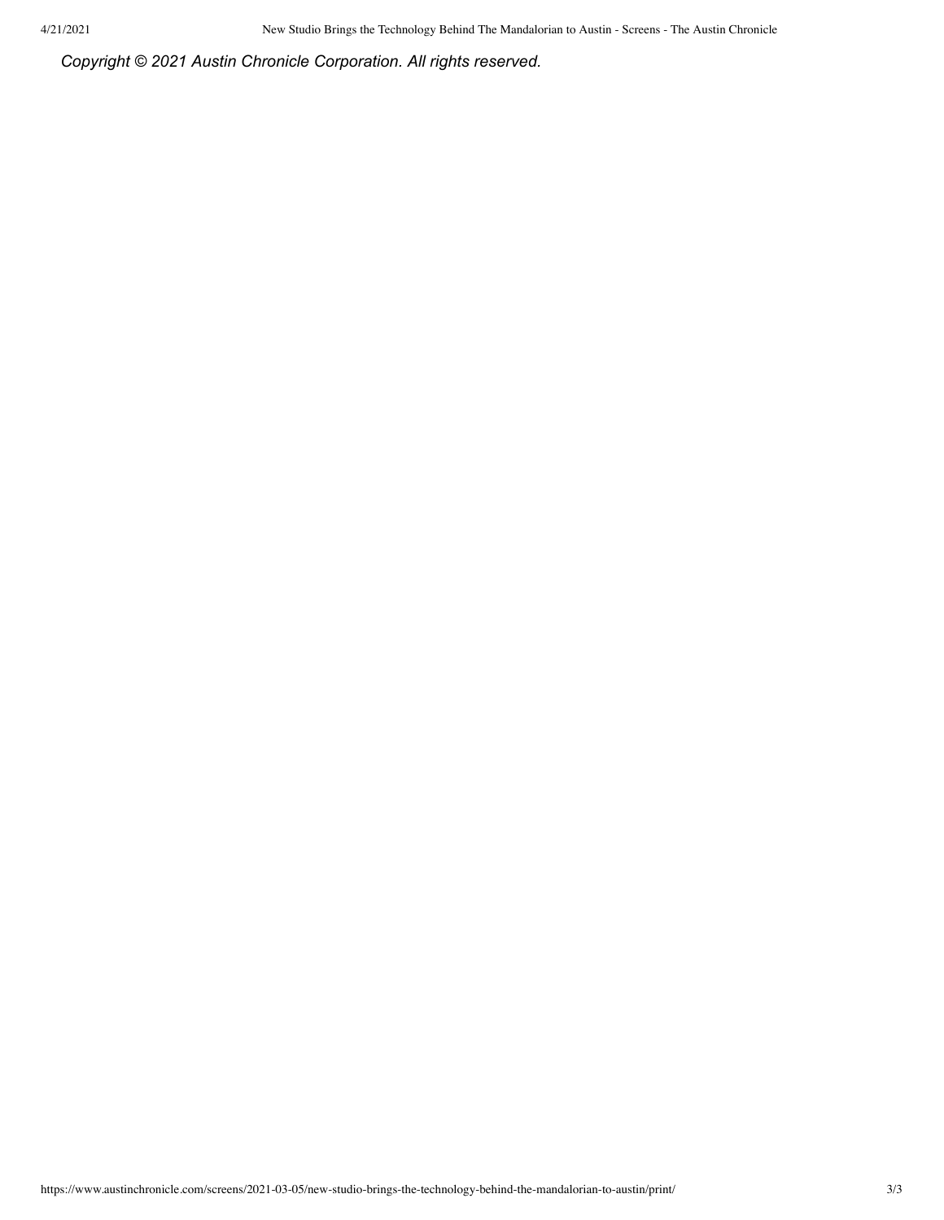*Copyright © 2021 Austin Chronicle Corporation. All rights reserved.*